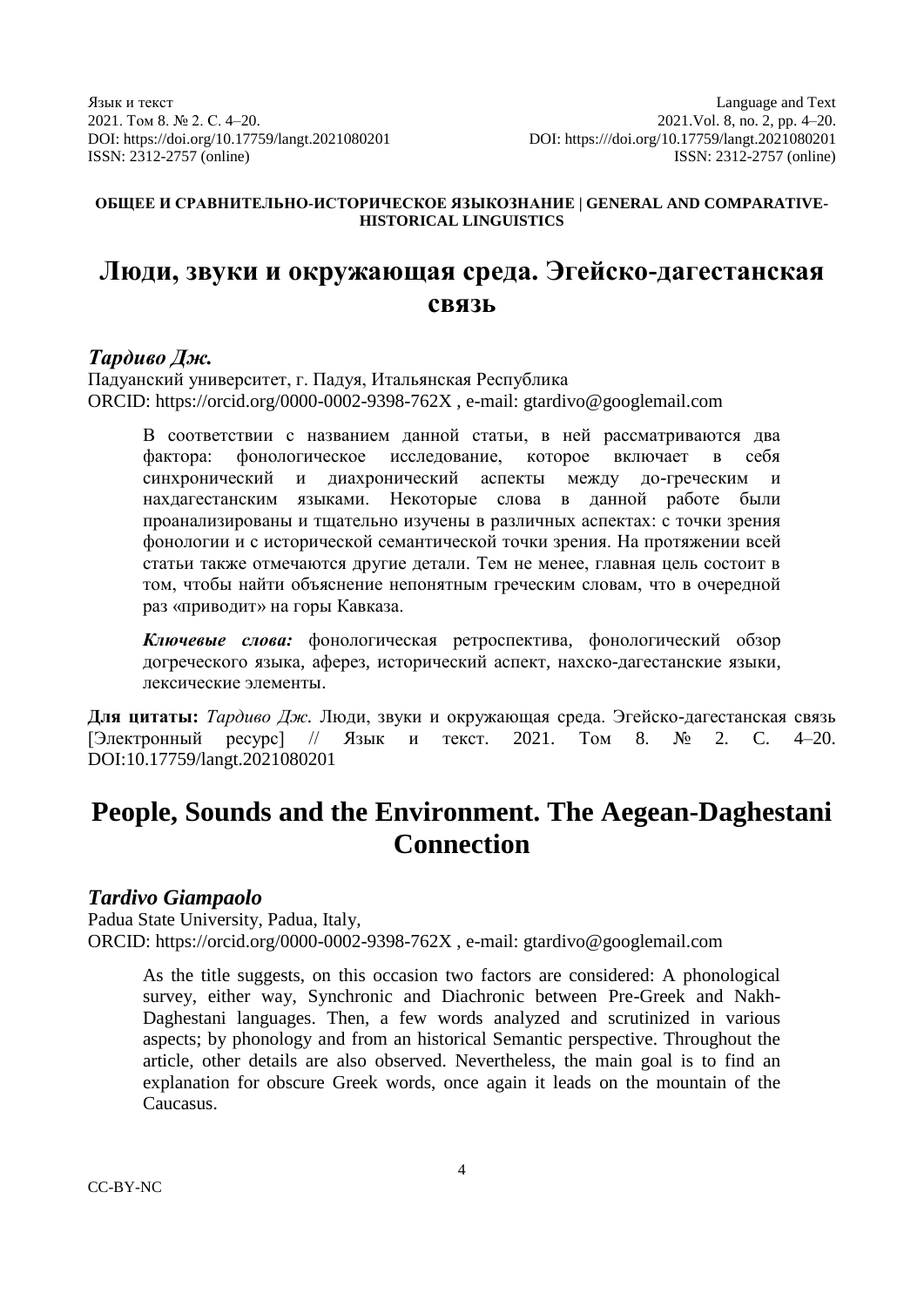**ОБЩЕЕ И СРАВНИТЕЛЬНО-ИСТОРИЧЕСКОЕ ЯЗЫКОЗНАНИЕ | GENERAL AND COMPARATIVE-HISTORICAL LINGUISTICS**

# Люди, звуки и окружающая среда. Эгейско-дагестанская связь

***Тардиво Дж.***

Падуанский университет, г. Падуя, Итальянская Республика
ORCID: https://orcid.org/0000-0002-9398-762X , e-mail: gtardivo@googlemail.com

> В соответствии с названием данной статьи, в ней рассматриваются два фактора: фонологическое исследование, которое включает в себя синхронический и диахронический аспекты между до-греческим и нахдагестанским языками. Некоторые слова в данной работе были проанализированы и тщательно изучены в различных аспектах: с точки зрения фонологии и с исторической семантической точки зрения. На протяжении всей статьи также отмечаются другие детали. Тем не менее, главная цель состоит в том, чтобы найти объяснение непонятным греческим словам, что в очередной раз «приводит» на горы Кавказа.
>
> ***Ключевые слова:*** фонологическая ретроспектива, фонологический обзор догреческого языка, аферез, исторический аспект, нахско-дагестанские языки, лексические элементы.

**Для цитаты:** *Тардиво Дж.* Люди, звуки и окружающая среда. Эгейско-дагестанская связь [Электронный ресурс] // Язык и текст. 2021. Том 8. № 2. С. 4–20. DOI:10.17759/langt.2021080201

# People, Sounds and the Environment. The Aegean-Daghestani Connection

***Tardivo Giampaolo***

Padua State University, Padua, Italy,
ORCID: https://orcid.org/0000-0002-9398-762X , e-mail: gtardivo@googlemail.com

> As the title suggests, on this occasion two factors are considered: A phonological survey, either way, Synchronic and Diachronic between Pre-Greek and Nakh-Daghestani languages. Then, a few words analyzed and scrutinized in various aspects; by phonology and from an historical Semantic perspective. Throughout the article, other details are also observed. Nevertheless, the main goal is to find an explanation for obscure Greek words, once again it leads on the mountain of the Caucasus.

CC-BY-NC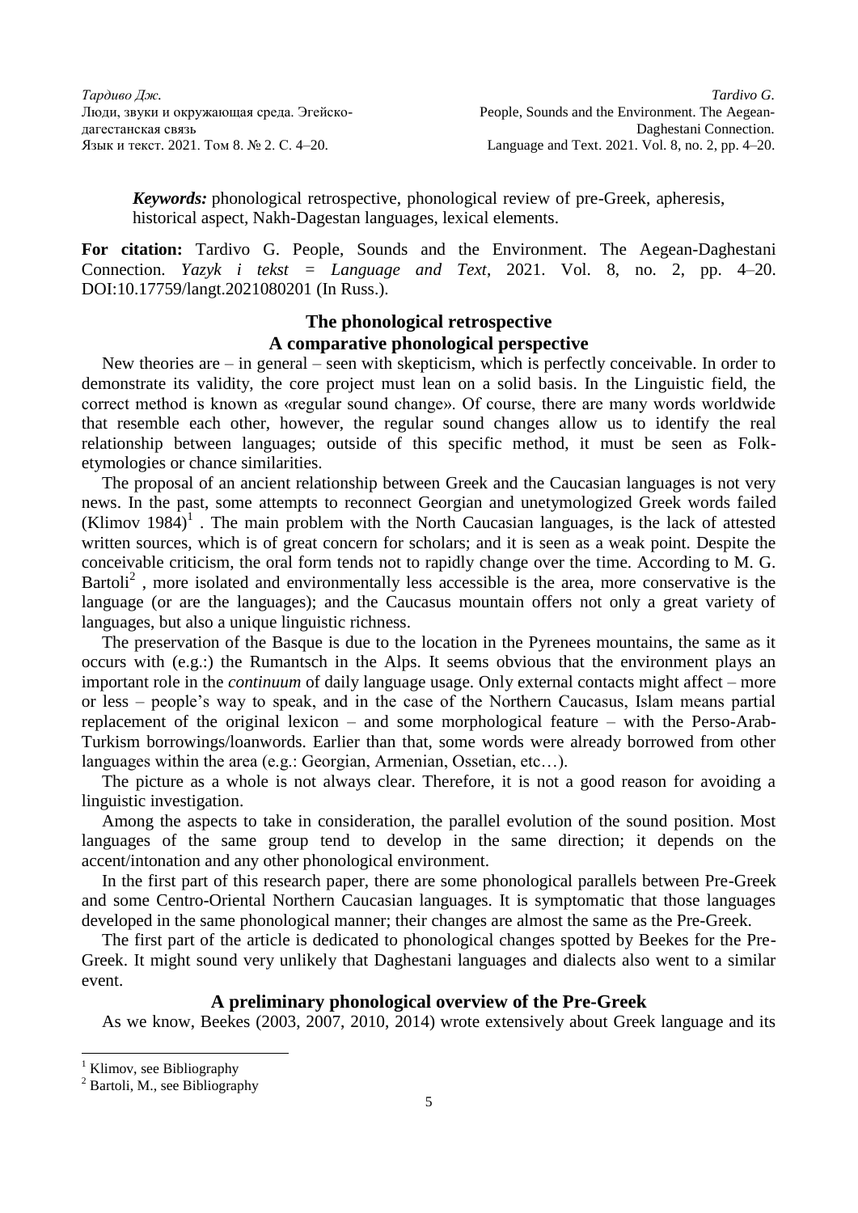***Keywords:*** phonological retrospective, phonological review of pre-Greek, apheresis, historical aspect, Nakh-Dagestan languages, lexical elements.

**For citation:** Tardivo G. People, Sounds and the Environment. The Aegean-Daghestani Connection. *Yazyk i tekst = Language and Text*, 2021. Vol. 8, no. 2, pp. 4–20. DOI:10.17759/langt.2021080201 (In Russ.).

## The phonological retrospective
## A comparative phonological perspective

New theories are – in general – seen with skepticism, which is perfectly conceivable. In order to demonstrate its validity, the core project must lean on a solid basis. In the Linguistic field, the correct method is known as «regular sound change». Of course, there are many words worldwide that resemble each other, however, the regular sound changes allow us to identify the real relationship between languages; outside of this specific method, it must be seen as Folk-etymologies or chance similarities.

The proposal of an ancient relationship between Greek and the Caucasian languages is not very news. In the past, some attempts to reconnect Georgian and unetymologized Greek words failed (Klimov 1984)[1] . The main problem with the North Caucasian languages, is the lack of attested written sources, which is of great concern for scholars; and it is seen as a weak point. Despite the conceivable criticism, the oral form tends not to rapidly change over the time. According to M. G. Bartoli[2] , more isolated and environmentally less accessible is the area, more conservative is the language (or are the languages); and the Caucasus mountain offers not only a great variety of languages, but also a unique linguistic richness.

The preservation of the Basque is due to the location in the Pyrenees mountains, the same as it occurs with (e.g.:) the Rumantsch in the Alps. It seems obvious that the environment plays an important role in the *continuum* of daily language usage. Only external contacts might affect – more or less – people's way to speak, and in the case of the Northern Caucasus, Islam means partial replacement of the original lexicon – and some morphological feature – with the Perso-Arab-Turkism borrowings/loanwords. Earlier than that, some words were already borrowed from other languages within the area (e.g.: Georgian, Armenian, Ossetian, etc…).

The picture as a whole is not always clear. Therefore, it is not a good reason for avoiding a linguistic investigation.

Among the aspects to take in consideration, the parallel evolution of the sound position. Most languages of the same group tend to develop in the same direction; it depends on the accent/intonation and any other phonological environment.

In the first part of this research paper, there are some phonological parallels between Pre-Greek and some Centro-Oriental Northern Caucasian languages. It is symptomatic that those languages developed in the same phonological manner; their changes are almost the same as the Pre-Greek.

The first part of the article is dedicated to phonological changes spotted by Beekes for the Pre-Greek. It might sound very unlikely that Daghestani languages and dialects also went to a similar event.

## A preliminary phonological overview of the Pre-Greek

As we know, Beekes (2003, 2007, 2010, 2014) wrote extensively about Greek language and its

---

[1] Klimov, see Bibliography

[2] Bartoli, M., see Bibliography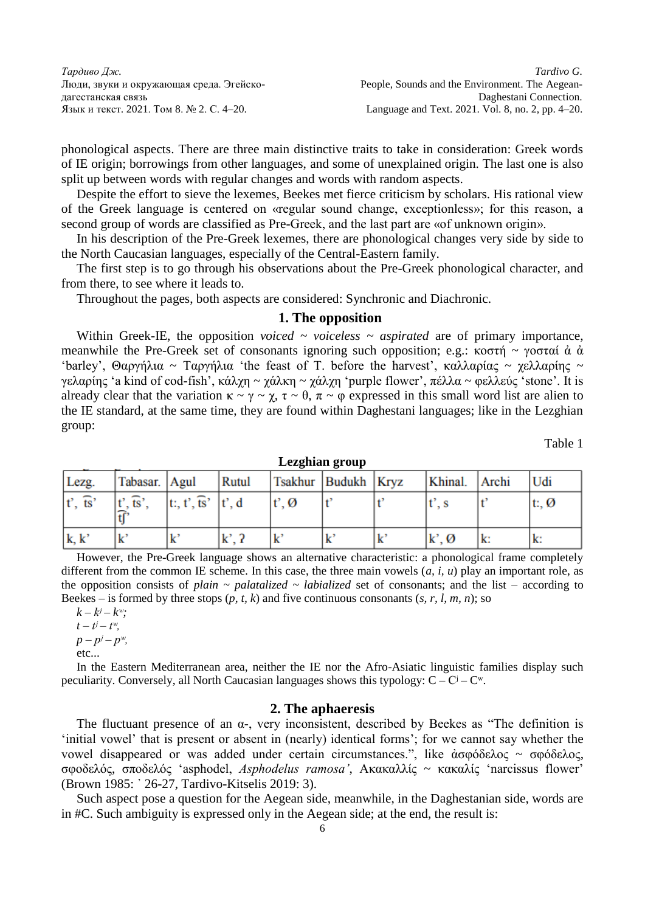phonological aspects. There are three main distinctive traits to take in consideration: Greek words of IE origin; borrowings from other languages, and some of unexplained origin. The last one is also split up between words with regular changes and words with random aspects.

Despite the effort to sieve the lexemes, Beekes met fierce criticism by scholars. His rational view of the Greek language is centered on «regular sound change, exceptionless»; for this reason, a second group of words are classified as Pre-Greek, and the last part are «of unknown origin».

In his description of the Pre-Greek lexemes, there are phonological changes very side by side to the North Caucasian languages, especially of the Central-Eastern family.

The first step is to go through his observations about the Pre-Greek phonological character, and from there, to see where it leads to.

Throughout the pages, both aspects are considered: Synchronic and Diachronic.

## 1. The opposition

Within Greek-IE, the opposition *voiced ~ voiceless ~ aspirated* are of primary importance, meanwhile the Pre-Greek set of consonants ignoring such opposition; e.g.: κοστή ~ γοσταί ἀ ἀ 'barley', Θαργήλια ~ Ταργήλια 'the feast of T. before the harvest', καλλαρίας ~ χελλαρίης ~ γελαρίης 'a kind of cod-fish', κάλχη ~ χάλκη ~ χάλχη 'purple flower', πέλλα ~ φελλεύς 'stone'. It is already clear that the variation κ ~ γ ~ χ, τ ~ θ, π ~ φ expressed in this small word list are alien to the IE standard, at the same time, they are found within Daghestani languages; like in the Lezghian group:

Table 1

**Lezghian group**

| Lezg. | Tabasar. | Agul | Rutul | Tsakhur | Budukh | Kryz | Khinal. | Archi | Udi |
|---|---|---|---|---|---|---|---|---|---|
| t', t͡s' | t', t͡s', t͡ʃ' | t:, t', t͡s' | t', d | t', Ø | t' | t' | t', s | t' | t:, Ø |
| k, k' | k' | k' | k', ʔ | k' | k' | k' | k', Ø | k: | k: |

However, the Pre-Greek language shows an alternative characteristic: a phonological frame completely different from the common IE scheme. In this case, the three main vowels (*a*, *i*, *u*) play an important role, as the opposition consists of *plain ~ palatalized ~ labialized* set of consonants; and the list – according to Beekes – is formed by three stops (*p*, *t*, *k*) and five continuous consonants (*s*, *r*, *l*, *m*, *n*); so

$k – k^j – k^w$;
$t – t^j – t^w$,
$p – p^j – p^w$,
etc...

In the Eastern Mediterranean area, neither the IE nor the Afro-Asiatic linguistic families display such peculiarity. Conversely, all North Caucasian languages shows this typology: $C – C^j – C^w$.

## 2. The aphaeresis

The fluctuant presence of an α-, very inconsistent, described by Beekes as "The definition is 'initial vowel' that is present or absent in (nearly) identical forms'; for we cannot say whether the vowel disappeared or was added under certain circumstances.", like ἀσφόδελος ~ σφόδελος, σφοδελός, σποδελός 'asphodel, *Asphodelus ramosa'*, Ακακαλλίς ~ κακαλίς 'narcissus flower' (Brown 1985: ' 26-27, Tardivo-Kitselis 2019: 3).

Such aspect pose a question for the Aegean side, meanwhile, in the Daghestanian side, words are in #C. Such ambiguity is expressed only in the Aegean side; at the end, the result is: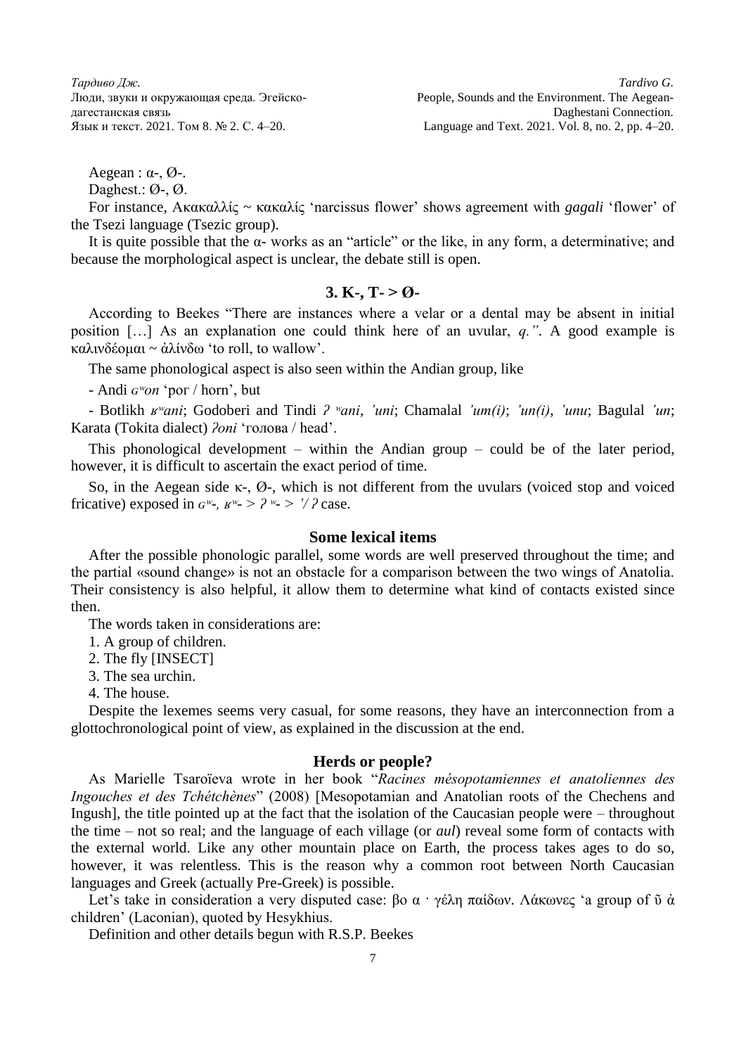Aegean : α-, Ø-.

Daghest.: Ø-, Ø.

For instance, Ακακαλλίς ~ κακαλίς 'narcissus flower' shows agreement with *gagali* 'flower' of the Tsezi language (Tsezic group).

It is quite possible that the α- works as an "article" or the like, in any form, a determinative; and because the morphological aspect is unclear, the debate still is open.

## 3. K-, T- > Ø-

According to Beekes "There are instances where a velar or a dental may be absent in initial position […] As an explanation one could think here of an uvular, *q.*". A good example is καλινδέομαι ~ ἀλίνδω 'to roll, to wallow'.

The same phonological aspect is also seen within the Andian group, like

- Andi *ɢʷon* 'рог / horn', but

- Botlikh *ʁʷani*; Godoberi and Tindi *ʔ ʷani*, *'uni*; Chamalal *'um(i)*; *'un(i)*, *'unu*; Bagulal *'un*; Karata (Tokita dialect) *ʔoni* 'голова / head'.

This phonological development – within the Andian group – could be of the later period, however, it is difficult to ascertain the exact period of time.

So, in the Aegean side κ-, Ø-, which is not different from the uvulars (voiced stop and voiced fricative) exposed in *ɢʷ-, ʁʷ- > ʔ ʷ- > '/ ʔ* case.

### Some lexical items

After the possible phonologic parallel, some words are well preserved throughout the time; and the partial «sound change» is not an obstacle for a comparison between the two wings of Anatolia. Their consistency is also helpful, it allow them to determine what kind of contacts existed since then.

The words taken in considerations are:

1. A group of children.
2. The fly [INSECT]
3. The sea urchin.
4. The house.

Despite the lexemes seems very casual, for some reasons, they have an interconnection from a glottochronological point of view, as explained in the discussion at the end.

### Herds or people?

As Marielle Tsaroïeva wrote in her book "*Racines mésopotamiennes et anatoliennes des Ingouches et des Tchétchènes*" (2008) [Mesopotamian and Anatolian roots of the Chechens and Ingush], the title pointed up at the fact that the isolation of the Caucasian people were – throughout the time – not so real; and the language of each village (or *aul*) reveal some form of contacts with the external world. Like any other mountain place on Earth, the process takes ages to do so, however, it was relentless. This is the reason why a common root between North Caucasian languages and Greek (actually Pre-Greek) is possible.

Let's take in consideration a very disputed case: βο α · γέλη παίδων. Λάκωνες 'a group of ῦ ἀ children' (Laconian), quoted by Hesykhius.

Definition and other details begun with R.S.P. Beekes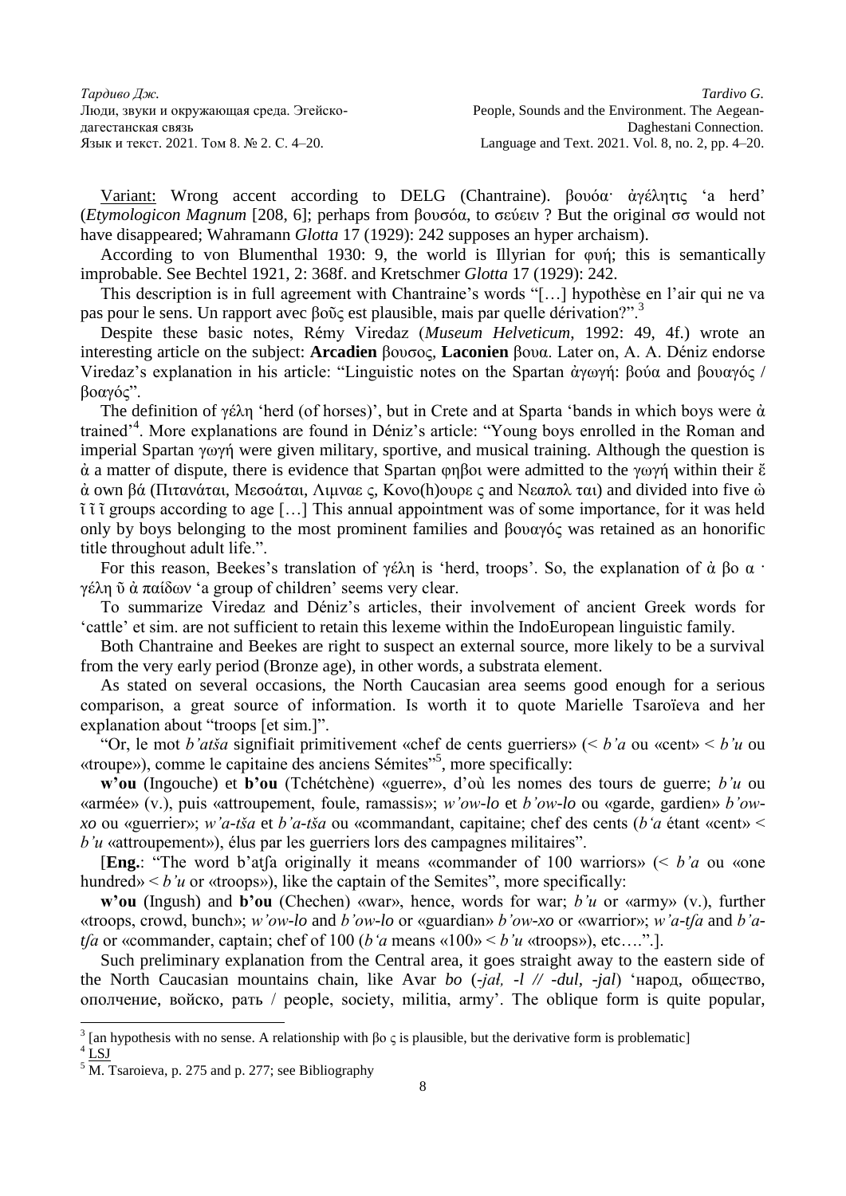Variant: Wrong accent according to DELG (Chantraine). βουόα· ἀγέλητις 'a herd' (*Etymologicon Magnum* [208, 6]; perhaps from βουσόα, to σεύειν ? But the original σσ would not have disappeared; Wahramann *Glotta* 17 (1929): 242 supposes an hyper archaism).

According to von Blumenthal 1930: 9, the world is Illyrian for φυή; this is semantically improbable. See Bechtel 1921, 2: 368f. and Kretschmer *Glotta* 17 (1929): 242.

This description is in full agreement with Chantraine's words "[…] hypothèse en l'air qui ne va pas pour le sens. Un rapport avec βοῦς est plausible, mais par quelle dérivation?".[3]

Despite these basic notes, Rémy Viredaz (*Museum Helveticum*, 1992: 49, 4f.) wrote an interesting article on the subject: **Arcadien** βουσος, **Laconien** βουα. Later on, A. A. Déniz endorse Viredaz's explanation in his article: "Linguistic notes on the Spartan ἀγωγή: βούα and βουαγός / βοαγός".

The definition of γέλη 'herd (of horses)', but in Crete and at Sparta 'bands in which boys were ἁ trained'[4]. More explanations are found in Déniz's article: "Young boys enrolled in the Roman and imperial Spartan γωγή were given military, sportive, and musical training. Although the question is ἀ a matter of dispute, there is evidence that Spartan φηβοι were admitted to the γωγή within their ἔ ἀ own βά (Πιτανάται, Μεσοάται, Λιμναε ς, Κονο(h)ουρε ς and Νεαπολ ται) and divided into five ὠ ῖ ῖ ῖ groups according to age […] This annual appointment was of some importance, for it was held only by boys belonging to the most prominent families and βουαγός was retained as an honorific title throughout adult life.".

For this reason, Beekes's translation of γέλη is 'herd, troops'. So, the explanation of ἀ βο α · γέλη ῦ ἀ παίδων 'a group of children' seems very clear.

To summarize Viredaz and Déniz's articles, their involvement of ancient Greek words for 'cattle' et sim. are not sufficient to retain this lexeme within the IndoEuropean linguistic family.

Both Chantraine and Beekes are right to suspect an external source, more likely to be a survival from the very early period (Bronze age), in other words, a substrata element.

As stated on several occasions, the North Caucasian area seems good enough for a serious comparison, a great source of information. Is worth it to quote Marielle Tsaroïeva and her explanation about "troops [et sim.]".

"Or, le mot *b'atša* signifiait primitivement «chef de cents guerriers» (< *b'a* ou «cent» < *b'u* ou «troupe»), comme le capitaine des anciens Sémites"[5], more specifically:

**w'ou** (Ingouche) et **b'ou** (Tchétchène) «guerre», d'où les nomes des tours de guerre; *b'u* ou «armée» (v.), puis «attroupement, foule, ramassis»; *w'ow-lo* et *b'ow-lo* ou «garde, gardien» *b'ow-xo* ou «guerrier»; *w'a-tša* et *b'a-tša* ou «commandant, capitaine; chef des cents (*b'a* étant «cent» < *b'u* «attroupement»), élus par les guerriers lors des campagnes militaires".

[**Eng.**: "The word b'atʃa originally it means «commander of 100 warriors» (< *b'a* ou «one hundred» < *b'u* or «troops»), like the captain of the Semites", more specifically:

**w'ou** (Ingush) and **b'ou** (Chechen) «war», hence, words for war; *b'u* or «army» (v.), further «troops, crowd, bunch»; *w'ow-lo* and *b'ow-lo* or «guardian» *b'ow-xo* or «warrior»; *w'a-tʃa* and *b'a-tʃa* or «commander, captain; chef of 100 (*b'a* means «100» < *b'u* «troops»), etc….".].

Such preliminary explanation from the Central area, it goes straight away to the eastern side of the North Caucasian mountains chain, like Avar *bo* (*-jał, -l // -dul, -jal*) 'народ, общество, ополчение, войско, рать / people, society, militia, army'. The oblique form is quite popular,

---

[3] [an hypothesis with no sense. A relationship with βο ς is plausible, but the derivative form is problematic]

[4] LSJ

[5] M. Tsaroieva, p. 275 and p. 277; see Bibliography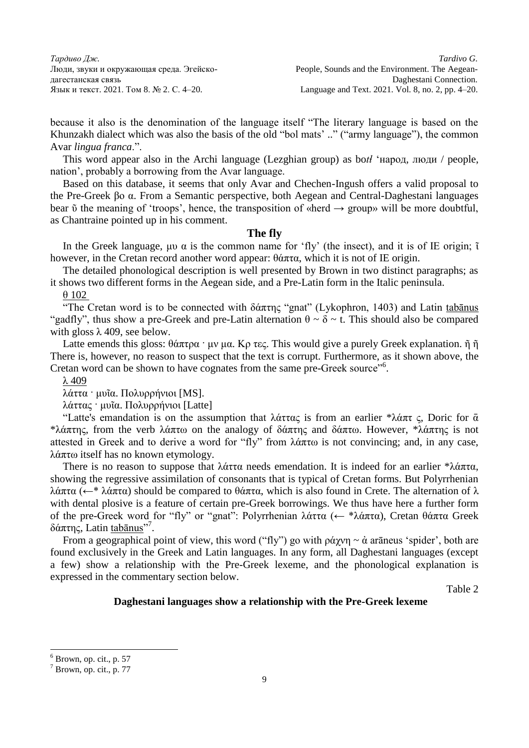because it also is the denomination of the language itself "The literary language is based on the Khunzakh dialect which was also the basis of the old "bol mats' .." ("army language"), the common Avar *lingua franca*.".

This word appear also in the Archi language (Lezghian group) as bo*tł* 'народ, люди / people, nation', probably a borrowing from the Avar language.

Based on this database, it seems that only Avar and Chechen-Ingush offers a valid proposal to the Pre-Greek βο α. From a Semantic perspective, both Aegean and Central-Daghestani languages bear ῦ the meaning of 'troops', hence, the transposition of «herd → group» will be more doubtful, as Chantraine pointed up in his comment.

## The fly

In the Greek language, μυ α is the common name for 'fly' (the insect), and it is of IE origin; ῖ however, in the Cretan record another word appear: θάπτα, which it is not of IE origin.

The detailed phonological description is well presented by Brown in two distinct paragraphs; as it shows two different forms in the Aegean side, and a Pre-Latin form in the Italic peninsula.

θ 102

"The Cretan word is to be connected with δάπτης "gnat" (Lykophron, 1403) and Latin tabānus "gadfly", thus show a pre-Greek and pre-Latin alternation θ ~ δ ~ t. This should also be compared with gloss λ 409, see below.

Latte emends this gloss: θάπτρα · μν μα. Κρ τες. This would give a purely Greek explanation. ῆ ῆ There is, however, no reason to suspect that the text is corrupt. Furthermore, as it shown above, the Cretan word can be shown to have cognates from the same pre-Greek source"[6].

λ 409

λάττα · μυῖα. Πολυρρήνιοι [MS].

λάττας · μυῖα. Πολυρρήνιοι [Latte]

"Latte's emandation is on the assumption that λάττας is from an earlier *λάπτ ς, Doric for ᾱ *λάπτης, from the verb λάπτω on the analogy of δάπτης and δάπτω. However, *λάπτης is not attested in Greek and to derive a word for "fly" from λάπτω is not convincing; and, in any case, λάπτω itself has no known etymology.

There is no reason to suppose that λάττα needs emendation. It is indeed for an earlier *λάπτα, showing the regressive assimilation of consonants that is typical of Cretan forms. But Polyrrhenian λάπτα (←* λάπτα) should be compared to θάπτα, which is also found in Crete. The alternation of λ with dental plosive is a feature of certain pre-Greek borrowings. We thus have here a further form of the pre-Greek word for "fly" or "gnat": Polyrrhenian λάττα (← *λάπτα), Cretan θάπτα Greek δάπτης, Latin tabānus"[7].

From a geographical point of view, this word ("fly") go with ράχνη ~ ἀ arāneus 'spider', both are found exclusively in the Greek and Latin languages. In any form, all Daghestani languages (except a few) show a relationship with the Pre-Greek lexeme, and the phonological explanation is expressed in the commentary section below.

Table 2

**Daghestani languages show a relationship with the Pre-Greek lexeme**

[6] Brown, op. cit., p. 57

[7] Brown, op. cit., p. 77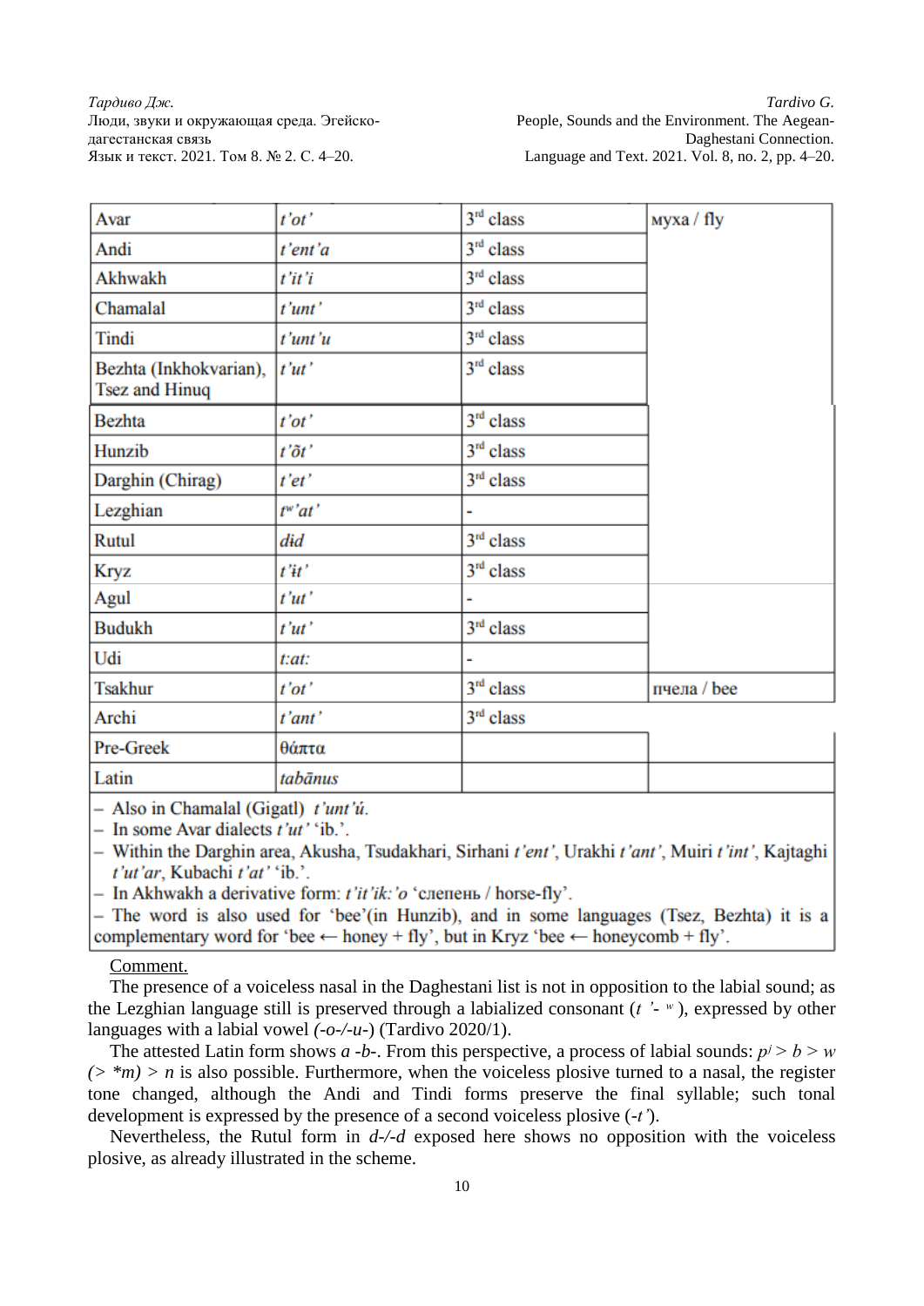| Avar | *t'ot'* | 3rd class | муха / fly |
|---|---|---|---|
| Andi | *t'ent'a* | 3rd class | |
| Akhwakh | *t'it'i* | 3rd class | |
| Chamalal | *t'unt'* | 3rd class | |
| Tindi | *t'unt'u* | 3rd class | |
| Bezhta (Inkhokvarian), Tsez and Hinuq | *t'ut'* | 3rd class | |
| Bezhta | *t'ot'* | 3rd class | |
| Hunzib | *t'ǒt'* | 3rd class | |
| Darghin (Chirag) | *t'et'* | 3rd class | |
| Lezghian | *tʷ'at'* | - | |
| Rutul | *dɨd* | 3rd class | |
| Kryz | *t'it'* | 3rd class | |
| Agul | *t'ut'* | - | |
| Budukh | *t'ut'* | 3rd class | |
| Udi | *t:at:* | - | |
| Tsakhur | *t'ot'* | 3rd class | пчела / bee |
| Archi | *t'ant'* | 3rd class | |
| Pre-Greek | θάπτα | | |
| Latin | *tabānus* | | |

– Also in Chamalal (Gigatl) *t'unt'ú*.
– In some Avar dialects *t'ut'* 'ib.'.
– Within the Darghin area, Akusha, Tsudakhari, Sirhani *t'ent'*, Urakhi *t'ant'*, Muiri *t'int'*, Kajtaghi *t'ut'ar*, Kubachi *t'at'* 'ib.'.
– In Akhwakh a derivative form: *t'it'ik:'o* 'слепень / horse-fly'.
– The word is also used for 'bee'(in Hunzib), and in some languages (Tsez, Bezhta) it is a complementary word for 'bee ← honey + fly', but in Kryz 'bee ← honeycomb + fly'.

Comment.

The presence of a voiceless nasal in the Daghestani list is not in opposition to the labial sound; as the Lezghian language still is preserved through a labialized consonant (*t '- ʷ*), expressed by other languages with a labial vowel *(-o-/-u-)* (Tardivo 2020/1).

The attested Latin form shows *a -b-*. From this perspective, a process of labial sounds: $p^j > b > w$ $(> *m) > n$ is also possible. Furthermore, when the voiceless plosive turned to a nasal, the register tone changed, although the Andi and Tindi forms preserve the final syllable; such tonal development is expressed by the presence of a second voiceless plosive (*-t'*).

Nevertheless, the Rutul form in *d-/-d* exposed here shows no opposition with the voiceless plosive, as already illustrated in the scheme.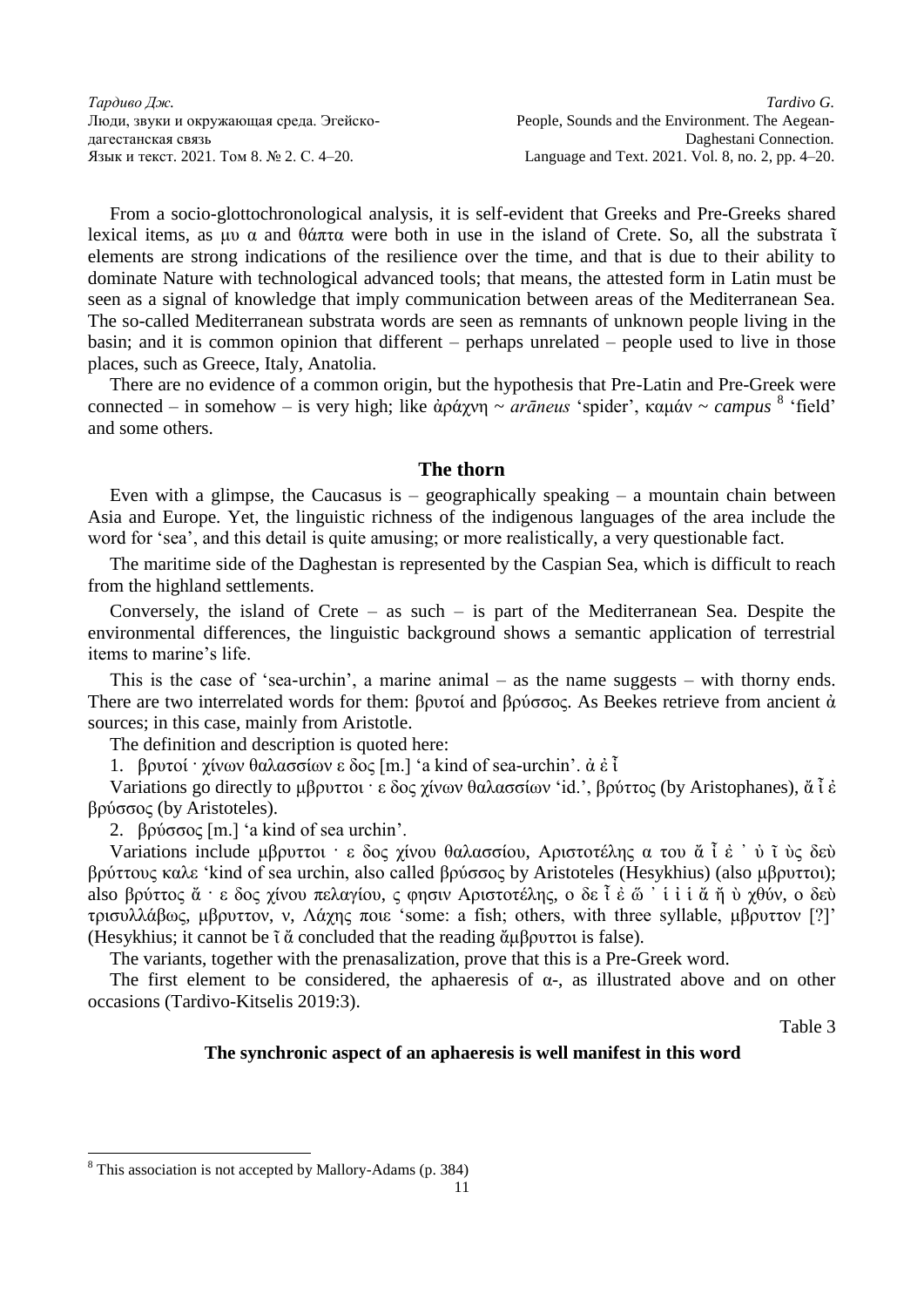From a socio-glottochronological analysis, it is self-evident that Greeks and Pre-Greeks shared lexical items, as μυ α and θάπτα were both in use in the island of Crete. So, all the substrata ῐ elements are strong indications of the resilience over the time, and that is due to their ability to dominate Nature with technological advanced tools; that means, the attested form in Latin must be seen as a signal of knowledge that imply communication between areas of the Mediterranean Sea. The so-called Mediterranean substrata words are seen as remnants of unknown people living in the basin; and it is common opinion that different – perhaps unrelated – people used to live in those places, such as Greece, Italy, Anatolia.

There are no evidence of a common origin, but the hypothesis that Pre-Latin and Pre-Greek were connected – in somehow – is very high; like ἀράχνη ~ *arāneus* 'spider', καμάν ~ *campus* [8] 'field' and some others.

## The thorn

Even with a glimpse, the Caucasus is – geographically speaking – a mountain chain between Asia and Europe. Yet, the linguistic richness of the indigenous languages of the area include the word for 'sea', and this detail is quite amusing; or more realistically, a very questionable fact.

The maritime side of the Daghestan is represented by the Caspian Sea, which is difficult to reach from the highland settlements.

Conversely, the island of Crete – as such – is part of the Mediterranean Sea. Despite the environmental differences, the linguistic background shows a semantic application of terrestrial items to marine's life.

This is the case of 'sea-urchin', a marine animal – as the name suggests – with thorny ends. There are two interrelated words for them: βρυτοί and βρύσσος. As Beekes retrieve from ancient ἀ sources; in this case, mainly from Aristotle.

The definition and description is quoted here:

1. βρυτοί · χίνων θαλασσίων ε δος [m.] 'a kind of sea-urchin'. ἀ ἐ ῖ

Variations go directly to μβρυττοι · ε δος χίνων θαλασσίων 'id.', βρύττος (by Aristophanes), ἄ ῖ ἐ βρύσσος (by Aristoteles).

2. βρύσσος [m.] 'a kind of sea urchin'.

Variations include μβρυττοι · ε δος χίνου θαλασσίου, Αριστοτέλης α του ἄ ῖ ἐ ᾽ ὐ ῖ ὺς δεὺ βρύττους καλε 'kind of sea urchin, also called βρύσσος by Aristoteles (Hesykhius) (also μβρυττοι); also βρύττος ἄ · ε δος χίνου πελαγίου, ς φησιν Αριστοτέλης, ο δε ῖ ἐ ὥ ᾽ ἱ ἱ ἄ ἤ ὺ χθύν, ο δεὺ τρισυλλάβως, μβρυττον, ν, Λάχης ποιε 'some: a fish; others, with three syllable, μβρυττον [?]' (Hesykhius; it cannot be ῐ ἄ concluded that the reading ἄμβρυττοι is false).

The variants, together with the prenasalization, prove that this is a Pre-Greek word.

The first element to be considered, the aphaeresis of α-, as illustrated above and on other occasions (Tardivo-Kitselis 2019:3).

Table 3

**The synchronic aspect of an aphaeresis is well manifest in this word**

---

[8] This association is not accepted by Mallory-Adams (p. 384)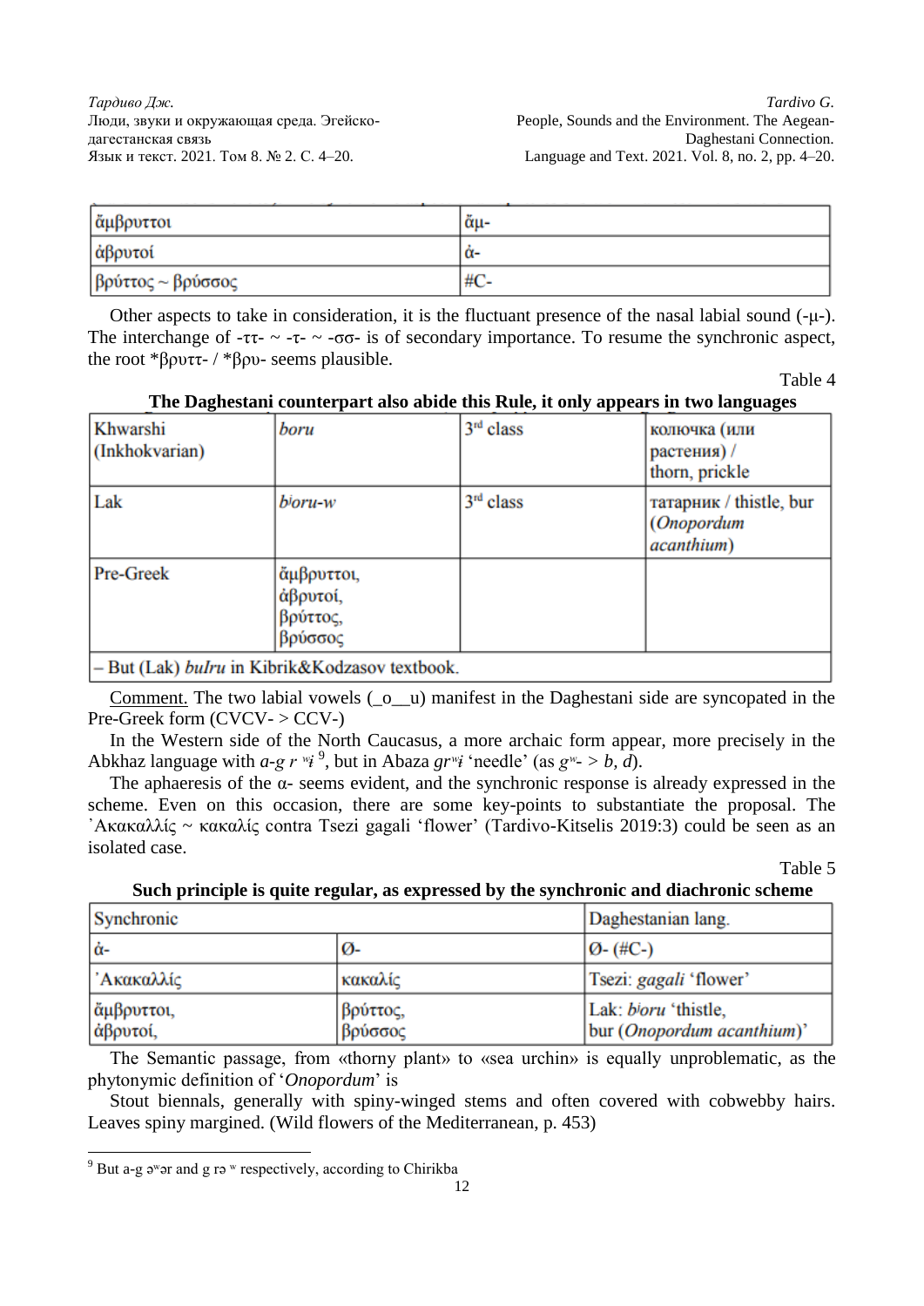| ἄμβρυττοι | ἄμ- |
|---|---|
| ἀβρυτοί | ἀ- |
| βρύττος ~ βρύσσος | #C- |

Other aspects to take in consideration, it is the fluctuant presence of the nasal labial sound (-μ-). The interchange of -ττ- ~ -τ- ~ -σσ- is of secondary importance. To resume the synchronic aspect, the root *βρυττ- / *βρυ- seems plausible.

Table 4

**The Daghestani counterpart also abide this Rule, it only appears in two languages**

| Khwarshi (Inkhokvarian) | *boru* | 3rd class | колючка (или растения) / thorn, prickle |
|---|---|---|---|
| Lak | *bʲoru-w* | 3rd class | татарник / thistle, bur (*Onopordum acanthium*) |
| Pre-Greek | ἄμβρυττοι, ἀβρυτοί, βρύττος, βρύσσος | | |
| – But (Lak) *bulru* in Kibrik&Kodzasov textbook. | | | |

Comment. The two labial vowels (_o__u) manifest in the Daghestani side are syncopated in the Pre-Greek form (CVCV- > CCV-)

In the Western side of the North Caucasus, a more archaic form appear, more precisely in the Abkhaz language with *a-g r ʷi* [9], but in Abaza *grʷi* 'needle' (as *gʷ- > b, d*).

The aphaeresis of the α- seems evident, and the synchronic response is already expressed in the scheme. Even on this occasion, there are some key-points to substantiate the proposal. The ᾿Ακακαλλίς ~ κακαλίς contra Tsezi gagali 'flower' (Tardivo-Kitselis 2019:3) could be seen as an isolated case.

Table 5

**Such principle is quite regular, as expressed by the synchronic and diachronic scheme**

| Synchronic | | Daghestanian lang. |
|---|---|---|
| ἀ- | Ø- | Ø- (#C-) |
| ᾿Ακακαλλίς | κακαλίς | Tsezi: *gagali* 'flower' |
| ἄμβρυττοι, ἀβρυτοί, | βρύττος, βρύσσος | Lak: *bʲoru* 'thistle, bur (*Onopordum acanthium*)' |

The Semantic passage, from «thorny plant» to «sea urchin» is equally unproblematic, as the phytonymic definition of '*Onopordum*' is

Stout biennals, generally with spiny-winged stems and often covered with cobwebby hairs. Leaves spiny margined. (Wild flowers of the Mediterranean, p. 453)

---

[9] But a-g əʷər and g rə ʷ respectively, according to Chirikba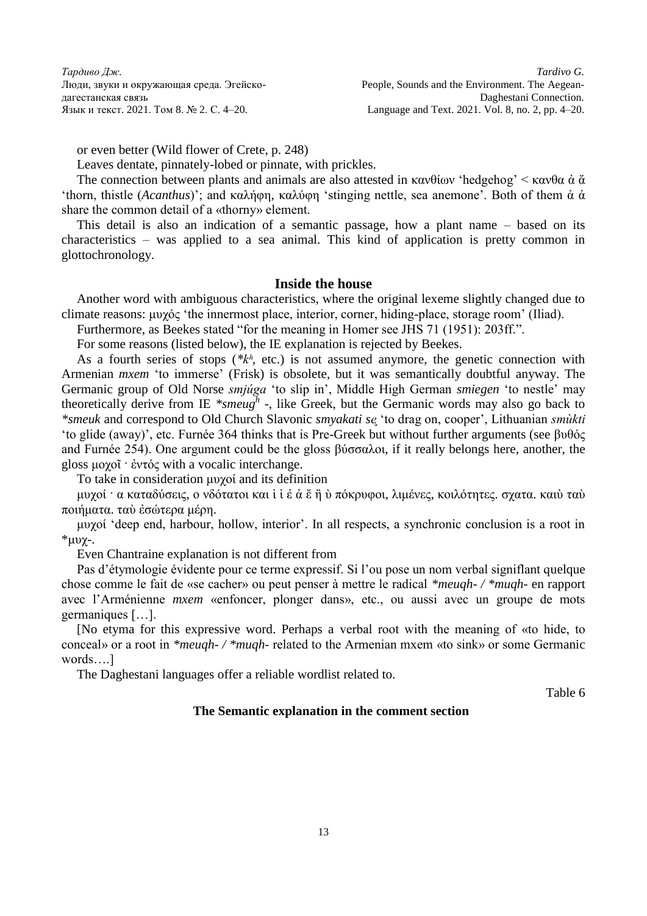or even better (Wild flower of Crete, p. 248)

Leaves dentate, pinnately-lobed or pinnate, with prickles.

The connection between plants and animals are also attested in κανθίων 'hedgehog' < κανθα ἀ ἄ 'thorn, thistle (*Acanthus*)'; and καλήφη, καλύφη 'stinging nettle, sea anemone'. Both of them ἀ ἀ share the common detail of a «thorny» element.

This detail is also an indication of a semantic passage, how a plant name – based on its characteristics – was applied to a sea animal. This kind of application is pretty common in glottochronology.

## Inside the house

Another word with ambiguous characteristics, where the original lexeme slightly changed due to climate reasons: μυχός 'the innermost place, interior, corner, hiding-place, storage room' (Iliad).

Furthermore, as Beekes stated "for the meaning in Homer see JHS 71 (1951): 203ff.".

For some reasons (listed below), the IE explanation is rejected by Beekes.

As a fourth series of stops (*$k^h$, etc.) is not assumed anymore, the genetic connection with Armenian *mxem* 'to immerse' (Frisk) is obsolete, but it was semantically doubtful anyway. The Germanic group of Old Norse *smjúga* 'to slip in', Middle High German *smiegen* 'to nestle' may theoretically derive from IE *smeug$^h$ -, like Greek, but the Germanic words may also go back to *smeuk* and correspond to Old Church Slavonic *smyakati sę* 'to drag on, cooper', Lithuanian *smùkti* 'to glide (away)', etc. Furnée 364 thinks that is Pre-Greek but without further arguments (see βυθός and Furnée 254). One argument could be the gloss βύσσαλοι, if it really belongs here, another, the gloss μοχοῖ · ἐντός with a vocalic interchange.

To take in consideration μυχοί and its definition

μυχοί · α καταδύσεις, ο νδότατοι και ἱ ἱ ἐ ἀ ἔ ἤ ὺ πόκρυφοι, λιμένες, κοιλότητες. σχατα. καιὺ ταὺ ποιήματα. ταὺ ἐσώτερα μέρη.

μυχοί 'deep end, harbour, hollow, interior'. In all respects, a synchronic conclusion is a root in *μυχ-.

Even Chantraine explanation is not different from

Pas d'étymologie évidente pour ce terme expressif. Si l'ou pose un nom verbal signifiant quelque chose comme le fait de «se cacher» ou peut penser à mettre le radical *\*meuqh- / \*muqh-* en rapport avec l'Arménienne *mxem* «enfoncer, plonger dans», etc., ou aussi avec un groupe de mots germaniques […].

[No etyma for this expressive word. Perhaps a verbal root with the meaning of «to hide, to conceal» or a root in *\*meuqh- / \*muqh-* related to the Armenian mxem «to sink» or some Germanic words….]

The Daghestani languages offer a reliable wordlist related to.

Table 6

**The Semantic explanation in the comment section**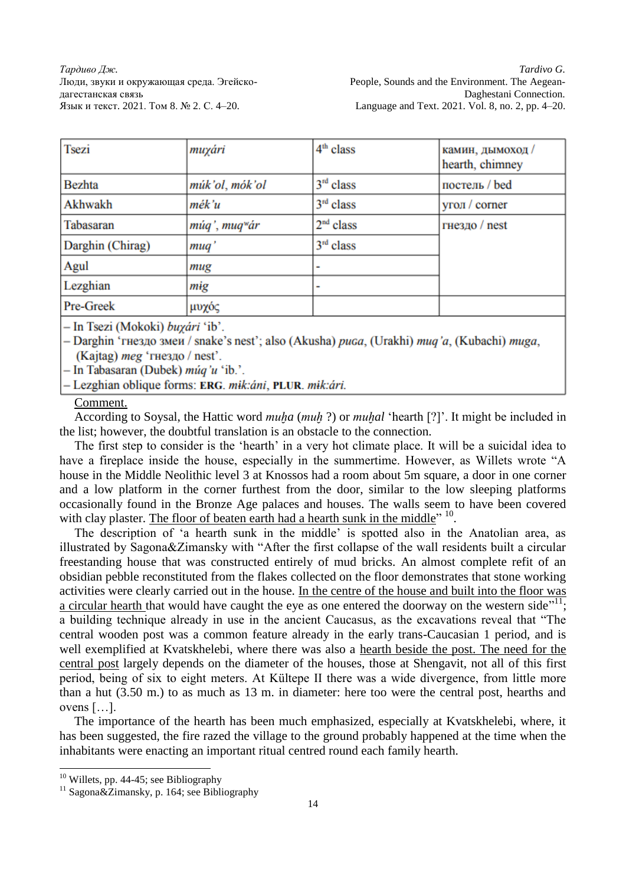| Tsezi | *muχári* | 4th class | камин, дымоход / hearth, chimney |
|---|---|---|---|
| Bezhta | *múk'ol, mók'ol* | 3rd class | постель / bed |
| Akhwakh | *mék'u* | 3rd class | угол / corner |
| Tabasaran | *múq', muqʷár* | 2nd class | гнездо / nest |
| Darghin (Chirag) | *muq'* | 3rd class | |
| Agul | *mug* | - | |
| Lezghian | *mɨg* | - | |
| Pre-Greek | μυχός | | |

– In Tsezi (Mokoki) *buχári* 'ib'.
– Darghin 'гнездо змеи / snake's nest'; also (Akusha) *muɢa*, (Urakhi) *muq'a*, (Kubachi) *muga*, (Kajtag) *meg* 'гнездо / nest'.
– In Tabasaran (Dubek) *múq'u* 'ib.'.
– Lezghian oblique forms: **ERG.** *mɨk:áni*, **PLUR.** *mɨk:ári*.

Comment.

According to Soysal, the Hattic word *muḫa* (*muḫ* ?) or *muḫal* 'hearth [?]'. It might be included in the list; however, the doubtful translation is an obstacle to the connection.

The first step to consider is the 'hearth' in a very hot climate place. It will be a suicidal idea to have a fireplace inside the house, especially in the summertime. However, as Willets wrote "A house in the Middle Neolithic level 3 at Knossos had a room about 5m square, a door in one corner and a low platform in the corner furthest from the door, similar to the low sleeping platforms occasionally found in the Bronze Age palaces and houses. The walls seem to have been covered with clay plaster. The floor of beaten earth had a hearth sunk in the middle" [10].

The description of 'a hearth sunk in the middle' is spotted also in the Anatolian area, as illustrated by Sagona&Zimansky with "After the first collapse of the wall residents built a circular freestanding house that was constructed entirely of mud bricks. An almost complete refit of an obsidian pebble reconstituted from the flakes collected on the floor demonstrates that stone working activities were clearly carried out in the house. In the centre of the house and built into the floor was a circular hearth that would have caught the eye as one entered the doorway on the western side"[11]; a building technique already in use in the ancient Caucasus, as the excavations reveal that "The central wooden post was a common feature already in the early trans-Caucasian 1 period, and is well exemplified at Kvatskhelebi, where there was also a hearth beside the post. The need for the central post largely depends on the diameter of the houses, those at Shengavit, not all of this first period, being of six to eight meters. At Kültepe II there was a wide divergence, from little more than a hut (3.50 m.) to as much as 13 m. in diameter: here too were the central post, hearths and ovens […].

The importance of the hearth has been much emphasized, especially at Kvatskhelebi, where, it has been suggested, the fire razed the village to the ground probably happened at the time when the inhabitants were enacting an important ritual centred round each family hearth.

---

[10] Willets, pp. 44-45; see Bibliography

[11] Sagona&Zimansky, p. 164; see Bibliography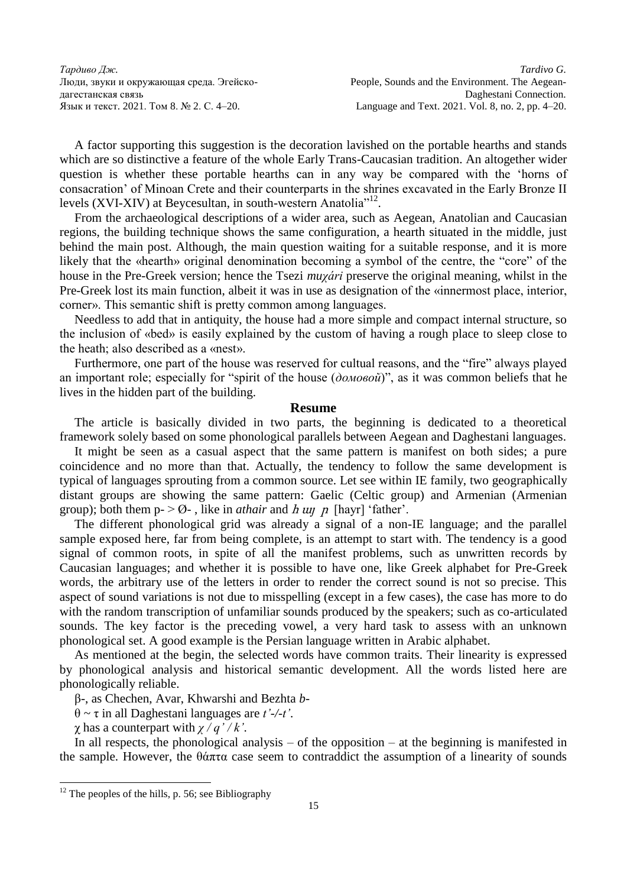A factor supporting this suggestion is the decoration lavished on the portable hearths and stands which are so distinctive a feature of the whole Early Trans-Caucasian tradition. An altogether wider question is whether these portable hearths can in any way be compared with the 'horns of consacration' of Minoan Crete and their counterparts in the shrines excavated in the Early Bronze II levels (XVI-XIV) at Beycesultan, in south-western Anatolia"[12].

From the archaeological descriptions of a wider area, such as Aegean, Anatolian and Caucasian regions, the building technique shows the same configuration, a hearth situated in the middle, just behind the main post. Although, the main question waiting for a suitable response, and it is more likely that the «hearth» original denomination becoming a symbol of the centre, the "core" of the house in the Pre-Greek version; hence the Tsezi *muχári* preserve the original meaning, whilst in the Pre-Greek lost its main function, albeit it was in use as designation of the «innermost place, interior, corner». This semantic shift is pretty common among languages.

Needless to add that in antiquity, the house had a more simple and compact internal structure, so the inclusion of «bed» is easily explained by the custom of having a rough place to sleep close to the heath; also described as a «nest».

Furthermore, one part of the house was reserved for cultual reasons, and the "fire" always played an important role; especially for "spirit of the house (*домовой*)", as it was common beliefs that he lives in the hidden part of the building.

## Resume

The article is basically divided in two parts, the beginning is dedicated to a theoretical framework solely based on some phonological parallels between Aegean and Daghestani languages.

It might be seen as a casual aspect that the same pattern is manifest on both sides; a pure coincidence and no more than that. Actually, the tendency to follow the same development is typical of languages sprouting from a common source. Let see within IE family, two geographically distant groups are showing the same pattern: Gaelic (Celtic group) and Armenian (Armenian group); both them p- > Ø- , like in *athair* and *հայր* [hayr] 'father'.

The different phonological grid was already a signal of a non-IE language; and the parallel sample exposed here, far from being complete, is an attempt to start with. The tendency is a good signal of common roots, in spite of all the manifest problems, such as unwritten records by Caucasian languages; and whether it is possible to have one, like Greek alphabet for Pre-Greek words, the arbitrary use of the letters in order to render the correct sound is not so precise. This aspect of sound variations is not due to misspelling (except in a few cases), the case has more to do with the random transcription of unfamiliar sounds produced by the speakers; such as co-articulated sounds. The key factor is the preceding vowel, a very hard task to assess with an unknown phonological set. A good example is the Persian language written in Arabic alphabet.

As mentioned at the begin, the selected words have common traits. Their linearity is expressed by phonological analysis and historical semantic development. All the words listed here are phonologically reliable.

β-, as Chechen, Avar, Khwarshi and Bezhta *b-*

θ ~ τ in all Daghestani languages are *t'-/-t'*.

χ has a counterpart with *χ / q' / k'*.

In all respects, the phonological analysis – of the opposition – at the beginning is manifested in the sample. However, the θάπτα case seem to contraddict the assumption of a linearity of sounds

[12] The peoples of the hills, p. 56; see Bibliography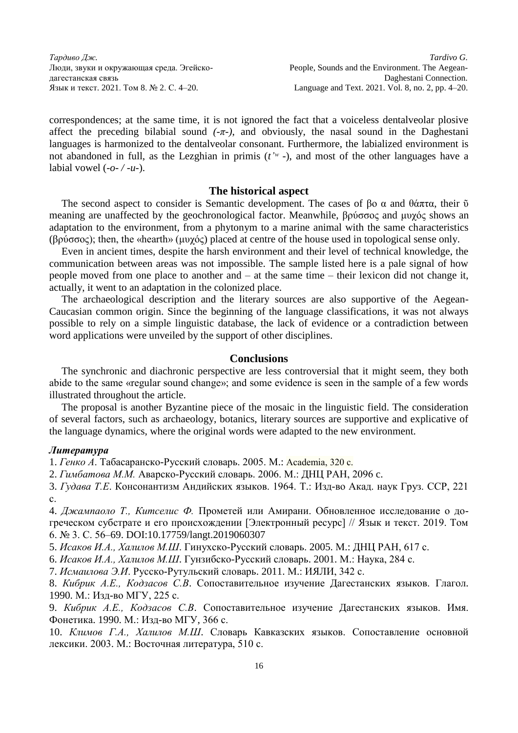correspondences; at the same time, it is not ignored the fact that a voiceless dentalveolar plosive affect the preceding bilabial sound *(-π-)*, and obviously, the nasal sound in the Daghestani languages is harmonized to the dentalveolar consonant. Furthermore, the labialized environment is not abandoned in full, as the Lezghian in primis (*t'ʷ* -), and most of the other languages have a labial vowel (*-o- / -u-*).

## The historical aspect

The second aspect to consider is Semantic development. The cases of βο α and θάπτα, their ῦ meaning are unaffected by the geochronological factor. Meanwhile, βρύσσος and μυχός shows an adaptation to the environment, from a phytonym to a marine animal with the same characteristics (βρύσσος); then, the «hearth» (μυχός) placed at centre of the house used in topological sense only.

Even in ancient times, despite the harsh environment and their level of technical knowledge, the communication between areas was not impossible. The sample listed here is a pale signal of how people moved from one place to another and – at the same time – their lexicon did not change it, actually, it went to an adaptation in the colonized place.

The archaeological description and the literary sources are also supportive of the Aegean-Caucasian common origin. Since the beginning of the language classifications, it was not always possible to rely on a simple linguistic database, the lack of evidence or a contradiction between word applications were unveiled by the support of other disciplines.

## Conclusions

The synchronic and diachronic perspective are less controversial that it might seem, they both abide to the same «regular sound change»; and some evidence is seen in the sample of a few words illustrated throughout the article.

The proposal is another Byzantine piece of the mosaic in the linguistic field. The consideration of several factors, such as archaeology, botanics, literary sources are supportive and explicative of the language dynamics, where the original words were adapted to the new environment.

### *Литература*

1. *Генко А*. Табасаранско-Русский словарь. 2005. М.: Academia, 320 с.
2. *Гимбатова М.М.* Аварско-Русский словарь. 2006. М.: ДНЦ РАН, 2096 с.
3. *Гудава Т.Е*. Консонантизм Андийских языков. 1964. Т.: Изд-во Акад. наук Груз. ССР, 221 с.
4. *Джампаоло Т., Китселис Ф.* Прометей или Амирани. Обновленное исследование о догреческом субстрате и его происхождении [Электронный ресурс] // Язык и текст. 2019. Том 6. № 3. С. 56–69. DOI:10.17759/langt.2019060307
5. *Исаков И.А., Халилов М.Ш*. Гинухско-Русский словарь. 2005. М.: ДНЦ РАН, 617 с.
6. *Исаков И.А., Халилов М.Ш*. Гунзибско-Русский словарь. 2001. М.: Наука, 284 с.
7. *Исмаилова Э.И*. Русско-Рутульский словарь. 2011. М.: ИЯЛИ, 342 с.
8. *Кибрик А.Е., Кодзасов С.В*. Сопоставительное изучение Дагестанских языков. Глагол. 1990. М.: Изд-во МГУ, 225 с.
9. *Кибрик А.Е., Кодзасов С.В*. Сопоставительное изучение Дагестанских языков. Имя. Фонетика. 1990. М.: Изд-во МГУ, 366 с.
10. *Климов Г.А., Халилов М.Ш*. Словарь Кавказских языков. Сопоставление основной лексики. 2003. М.: Восточная литература, 510 с.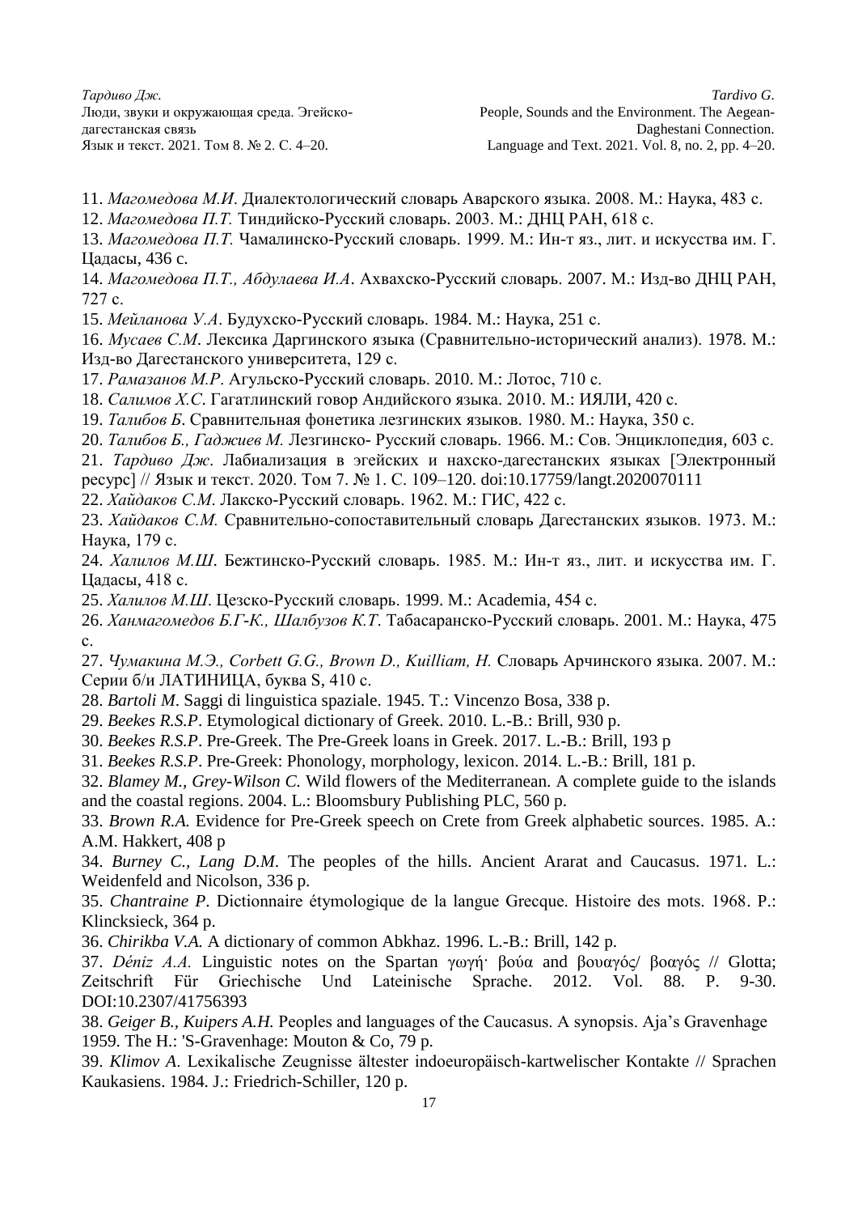11. *Магомедова М.И*. Диалектологический словарь Аварского языка. 2008. М.: Наука, 483 с.

12. *Магомедова П.Т.* Тиндийско-Русский словарь. 2003. М.: ДНЦ РАН, 618 с.

13. *Магомедова П.Т.* Чамалинско-Русский словарь. 1999. М.: Ин-т яз., лит. и искусства им. Г. Цадасы, 436 с.

14. *Магомедова П.Т., Абдулаева И.А*. Ахвахско-Русский словарь. 2007. М.: Изд-во ДНЦ РАН, 727 с.

15. *Мейланова У.А*. Будухско-Русский словарь. 1984. М.: Наука, 251 с.

16. *Мусаев С.М*. Лексика Даргинского языка (Сравнительно-исторический анализ). 1978. М.: Изд-во Дагестанского университета, 129 с.

17. *Рамазанов М.Р*. Агульско-Русский словарь. 2010. М.: Лотос, 710 с.

18. *Салимов Х.С*. Гагатлинский говор Андийского языка. 2010. М.: ИЯЛИ, 420 с.

19. *Талибов Б*. Сравнительная фонетика лезгинских языков. 1980. М.: Наука, 350 с.

20. *Талибов Б., Гаджиев М.* Лезгинско- Русский словарь. 1966. М.: Сов. Энциклопедия, 603 с.

21. *Тардиво Дж*. Лабиализация в эгейских и нахско-дагестанских языках [Электронный ресурс] // Язык и текст. 2020. Том 7. № 1. С. 109–120. doi:10.17759/langt.2020070111

22. *Хайдаков С.М*. Лакско-Русский словарь. 1962. М.: ГИС, 422 с.

23. *Хайдаков С.М.* Сравнительно-сопоставительный словарь Дагестанских языков. 1973. М.: Наука, 179 с.

24. *Халилов М.Ш*. Бежтинско-Русский словарь. 1985. М.: Ин-т яз., лит. и искусства им. Г. Цадасы, 418 с.

25. *Халилов М.Ш*. Цезско-Русский словарь. 1999. М.: Academia, 454 с.

26. *Ханмагомедов Б.Г-К., Шалбузов К.Т*. Табасаранско-Русский словарь. 2001. М.: Наука, 475 с.

27. *Чумакина М.Э., Corbett G.G., Brown D., Kuilliam, H.* Словарь Арчинского языка. 2007. М.: Серии б/и ЛАТИНИЦА, буква S, 410 с.

28. *Bartoli M*. Saggi di linguistica spaziale. 1945. T.: Vincenzo Bosa, 338 p.

29. *Beekes R.S.P*. Etymological dictionary of Greek. 2010. L.-B.: Brill, 930 p.

30. *Beekes R.S.P*. Pre-Greek. The Pre-Greek loans in Greek. 2017. L.-B.: Brill, 193 p

31. *Beekes R.S.P*. Pre-Greek: Phonology, morphology, lexicon. 2014. L.-B.: Brill, 181 p.

32. *Blamey M., Grey-Wilson C.* Wild flowers of the Mediterranean. A complete guide to the islands and the coastal regions. 2004. L.: Bloomsbury Publishing PLC, 560 p.

33. *Brown R.A.* Evidence for Pre-Greek speech on Crete from Greek alphabetic sources. 1985. A.: A.M. Hakkert, 408 p

34. *Burney C., Lang D.M*. The peoples of the hills. Ancient Ararat and Caucasus. 1971. L.: Weidenfeld and Nicolson, 336 p.

35. *Chantraine P*. Dictionnaire étymologique de la langue Grecque. Histoire des mots. 1968. P.: Klincksieck, 364 p.

36. *Chirikba V.A.* A dictionary of common Abkhaz. 1996. L.-B.: Brill, 142 p.

37. *Déniz A.A.* Linguistic notes on the Spartan γωγή· βούα and βουαγός/ βοαγός // Glotta; Zeitschrift Für Griechische Und Lateinische Sprache. 2012. Vol. 88. P. 9-30. DOI:10.2307/41756393

38. *Geiger B., Kuipers A.H.* Peoples and languages of the Caucasus. A synopsis. Aja's Gravenhage 1959. The H.: 'S-Gravenhage: Mouton & Co, 79 p.

39. *Klimov A*. Lexikalische Zeugnisse ältester indoeuropäisch-kartwelischer Kontakte // Sprachen Kaukasiens. 1984. J.: Friedrich-Schiller, 120 p.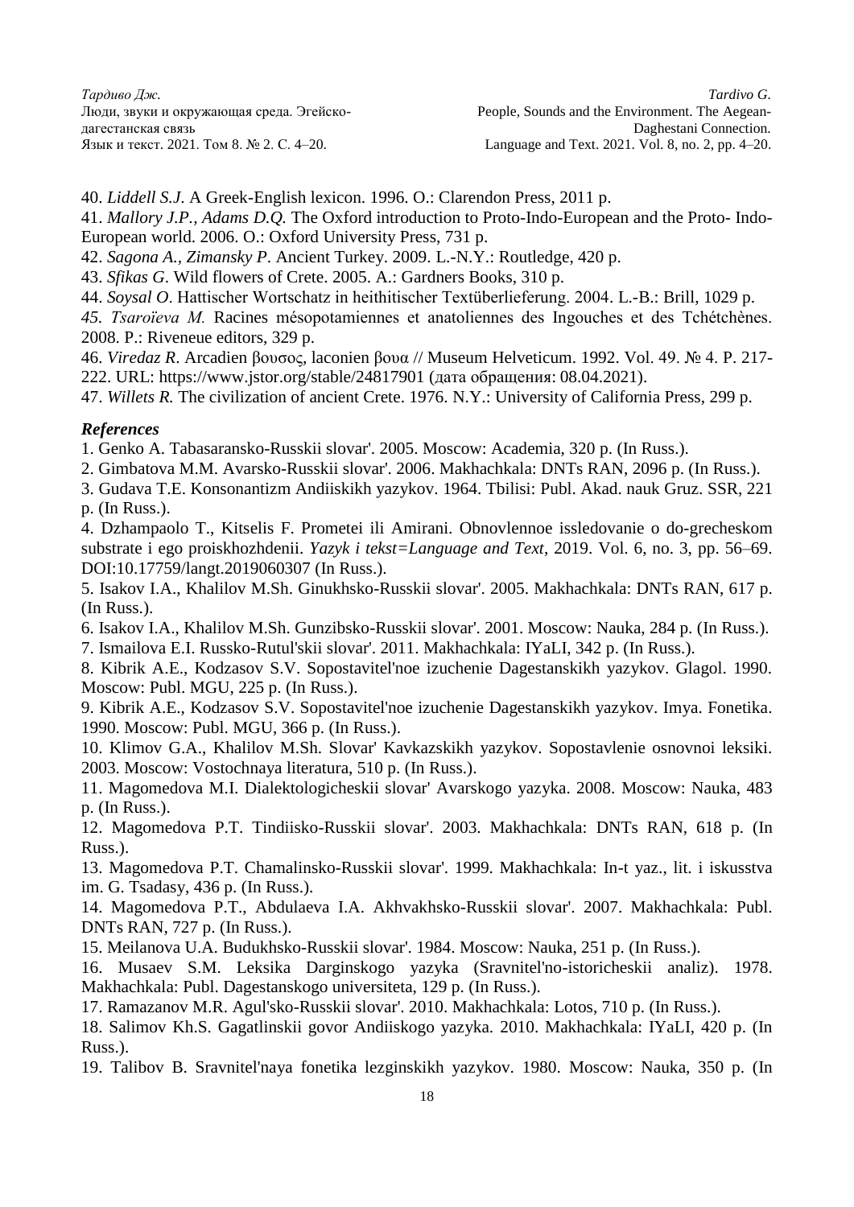40. *Liddell S.J.* A Greek-English lexicon. 1996. O.: Clarendon Press, 2011 p.

41. *Mallory J.P., Adams D.Q.* The Oxford introduction to Proto-Indo-European and the Proto- Indo-European world. 2006. O.: Oxford University Press, 731 p.

42. *Sagona A., Zimansky P*. Ancient Turkey. 2009. L.-N.Y.: Routledge, 420 p.

43. *Sfikas G*. Wild flowers of Crete. 2005. A.: Gardners Books, 310 p.

44. *Soysal O*. Hattischer Wortschatz in heithitischer Textüberlieferung. 2004. L.-B.: Brill, 1029 p.

*45. Tsaroïeva M.* Racines mésopotamiennes et anatoliennes des Ingouches et des Tchétchènes. 2008. P.: Riveneue editors, 329 p.

46. *Viredaz R*. Arcadien βουσος, laconien βουα // Museum Helveticum. 1992. Vol. 49. № 4. P. 217-222. URL: https://www.jstor.org/stable/24817901 (дата обращения: 08.04.2021).

47. *Willets R.* The civilization of ancient Crete. 1976. N.Y.: University of California Press, 299 p.

### *References*

1. Genko A. Tabasaransko-Russkii slovar'. 2005. Moscow: Academia, 320 p. (In Russ.).

2. Gimbatova M.M. Avarsko-Russkii slovar'. 2006. Makhachkala: DNTs RAN, 2096 p. (In Russ.).

3. Gudava T.E. Konsonantizm Andiiskikh yazykov. 1964. Tbilisi: Publ. Akad. nauk Gruz. SSR, 221 p. (In Russ.).

4. Dzhampaolo T., Kitselis F. Prometei ili Amirani. Obnovlennoe issledovanie o do-grecheskom substrate i ego proiskhozhdenii. *Yazyk i tekst=Language and Text*, 2019. Vol. 6, no. 3, pp. 56–69. DOI:10.17759/langt.2019060307 (In Russ.).

5. Isakov I.A., Khalilov M.Sh. Ginukhsko-Russkii slovar'. 2005. Makhachkala: DNTs RAN, 617 p. (In Russ.).

6. Isakov I.A., Khalilov M.Sh. Gunzibsko-Russkii slovar'. 2001. Moscow: Nauka, 284 p. (In Russ.).

7. Ismailova E.I. Russko-Rutul'skii slovar'. 2011. Makhachkala: IYaLI, 342 p. (In Russ.).

8. Kibrik A.E., Kodzasov S.V. Sopostavitel'noe izuchenie Dagestanskikh yazykov. Glagol. 1990. Moscow: Publ. MGU, 225 p. (In Russ.).

9. Kibrik A.E., Kodzasov S.V. Sopostavitel'noe izuchenie Dagestanskikh yazykov. Imya. Fonetika. 1990. Moscow: Publ. MGU, 366 p. (In Russ.).

10. Klimov G.A., Khalilov M.Sh. Slovar' Kavkazskikh yazykov. Sopostavlenie osnovnoi leksiki. 2003. Moscow: Vostochnaya literatura, 510 p. (In Russ.).

11. Magomedova M.I. Dialektologicheskii slovar' Avarskogo yazyka. 2008. Moscow: Nauka, 483 p. (In Russ.).

12. Magomedova P.T. Tindiisko-Russkii slovar'. 2003. Makhachkala: DNTs RAN, 618 p. (In Russ.).

13. Magomedova P.T. Chamalinsko-Russkii slovar'. 1999. Makhachkala: In-t yaz., lit. i iskusstva im. G. Tsadasy, 436 p. (In Russ.).

14. Magomedova P.T., Abdulaeva I.A. Akhvakhsko-Russkii slovar'. 2007. Makhachkala: Publ. DNTs RAN, 727 p. (In Russ.).

15. Meilanova U.A. Budukhsko-Russkii slovar'. 1984. Moscow: Nauka, 251 p. (In Russ.).

16. Musaev S.M. Leksika Darginskogo yazyka (Sravnitel'no-istoricheskii analiz). 1978. Makhachkala: Publ. Dagestanskogo universiteta, 129 p. (In Russ.).

17. Ramazanov M.R. Agul'sko-Russkii slovar'. 2010. Makhachkala: Lotos, 710 p. (In Russ.).

18. Salimov Kh.S. Gagatlinskii govor Andiiskogo yazyka. 2010. Makhachkala: IYaLI, 420 p. (In Russ.).

19. Talibov B. Sravnitel'naya fonetika lezginskikh yazykov. 1980. Moscow: Nauka, 350 p. (In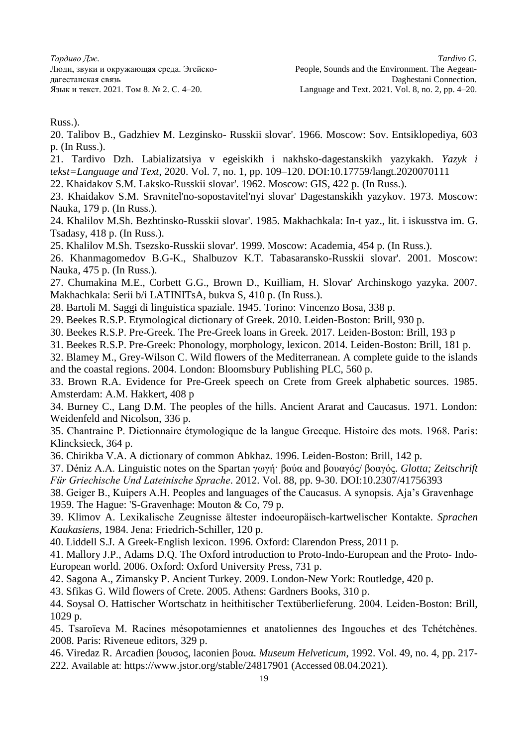Russ.).

20. Talibov B., Gadzhiev M. Lezginsko- Russkii slovar'. 1966. Moscow: Sov. Entsiklopediya, 603 p. (In Russ.).

21. Tardivo Dzh. Labializatsiya v egeiskikh i nakhsko-dagestanskikh yazykakh. *Yazyk i tekst=Language and Text*, 2020. Vol. 7, no. 1, pp. 109–120. DOI:10.17759/langt.2020070111

22. Khaidakov S.M. Laksko-Russkii slovar'. 1962. Moscow: GIS, 422 p. (In Russ.).

23. Khaidakov S.M. Sravnitel'no-sopostavitel'nyi slovar' Dagestanskikh yazykov. 1973. Moscow: Nauka, 179 p. (In Russ.).

24. Khalilov M.Sh. Bezhtinsko-Russkii slovar'. 1985. Makhachkala: In-t yaz., lit. i iskusstva im. G. Tsadasy, 418 p. (In Russ.).

25. Khalilov M.Sh. Tsezsko-Russkii slovar'. 1999. Moscow: Academia, 454 p. (In Russ.).

26. Khanmagomedov B.G-K., Shalbuzov K.T. Tabasaransko-Russkii slovar'. 2001. Moscow: Nauka, 475 p. (In Russ.).

27. Chumakina M.E., Corbett G.G., Brown D., Kuilliam, H. Slovar' Archinskogo yazyka. 2007. Makhachkala: Serii b/i LATINITsA, bukva S, 410 p. (In Russ.).

28. Bartoli M. Saggi di linguistica spaziale. 1945. Torino: Vincenzo Bosa, 338 p.

29. Beekes R.S.P. Etymological dictionary of Greek. 2010. Leiden-Boston: Brill, 930 p.

30. Beekes R.S.P. Pre-Greek. The Pre-Greek loans in Greek. 2017. Leiden-Boston: Brill, 193 p

31. Beekes R.S.P. Pre-Greek: Phonology, morphology, lexicon. 2014. Leiden-Boston: Brill, 181 p.

32. Blamey M., Grey-Wilson C. Wild flowers of the Mediterranean. A complete guide to the islands and the coastal regions. 2004. London: Bloomsbury Publishing PLC, 560 p.

33. Brown R.A. Evidence for Pre-Greek speech on Crete from Greek alphabetic sources. 1985. Amsterdam: A.M. Hakkert, 408 p

34. Burney C., Lang D.M. The peoples of the hills. Ancient Ararat and Caucasus. 1971. London: Weidenfeld and Nicolson, 336 p.

35. Chantraine P. Dictionnaire étymologique de la langue Grecque. Histoire des mots. 1968. Paris: Klincksieck, 364 p.

36. Chirikba V.A. A dictionary of common Abkhaz. 1996. Leiden-Boston: Brill, 142 p.

37. Déniz A.A. Linguistic notes on the Spartan γωγή· βούα and βουαγός/ βοαγός. *Glotta; Zeitschrift Für Griechische Und Lateinische Sprache*. 2012. Vol. 88, pp. 9-30. DOI:10.2307/41756393

38. Geiger B., Kuipers A.H. Peoples and languages of the Caucasus. A synopsis. Aja's Gravenhage 1959. The Hague: 'S-Gravenhage: Mouton & Co, 79 p.

39. Klimov A. Lexikalische Zeugnisse ältester indoeuropäisch-kartwelischer Kontakte. *Sprachen Kaukasiens*, 1984. Jena: Friedrich-Schiller, 120 p.

40. Liddell S.J. A Greek-English lexicon. 1996. Oxford: Clarendon Press, 2011 p.

41. Mallory J.P., Adams D.Q. The Oxford introduction to Proto-Indo-European and the Proto- Indo-European world. 2006. Oxford: Oxford University Press, 731 p.

42. Sagona A., Zimansky P. Ancient Turkey. 2009. London-New York: Routledge, 420 p.

43. Sfikas G. Wild flowers of Crete. 2005. Athens: Gardners Books, 310 p.

44. Soysal O. Hattischer Wortschatz in heithitischer Textüberlieferung. 2004. Leiden-Boston: Brill, 1029 p.

45. Tsaroïeva M. Racines mésopotamiennes et anatoliennes des Ingouches et des Tchétchènes. 2008. Paris: Riveneue editors, 329 p.

46. Viredaz R. Arcadien βουσος, laconien βουα. *Museum Helveticum*, 1992. Vol. 49, no. 4, pp. 217-222. Available at: https://www.jstor.org/stable/24817901 (Accessed 08.04.2021).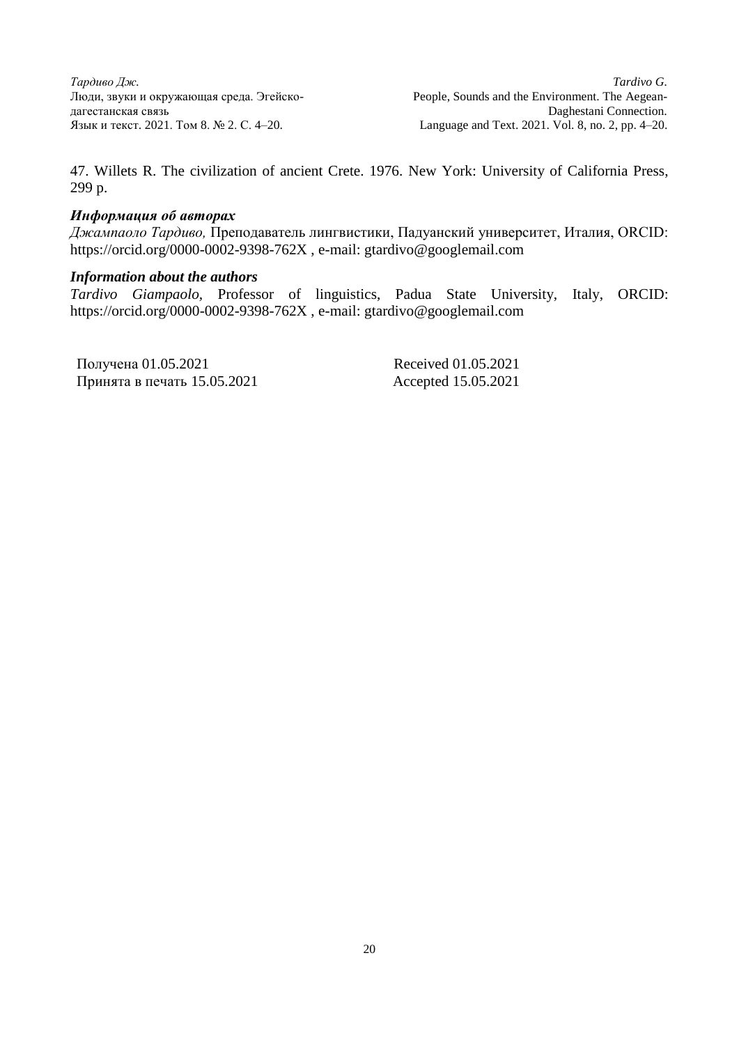47. Willets R. The civilization of ancient Crete. 1976. New York: University of California Press, 299 p.

### *Информация об авторах*

*Джампаоло Тардиво,* Преподаватель лингвистики, Падуанский университет, Италия, ORCID: https://orcid.org/0000-0002-9398-762X , e-mail: gtardivo@googlemail.com

### *Information about the authors*

*Tardivo Giampaolo,* Professor of linguistics, Padua State University, Italy, ORCID: https://orcid.org/0000-0002-9398-762X , e-mail: gtardivo@googlemail.com

Получена 01.05.2021
Принята в печать 15.05.2021

Received 01.05.2021
Accepted 15.05.2021